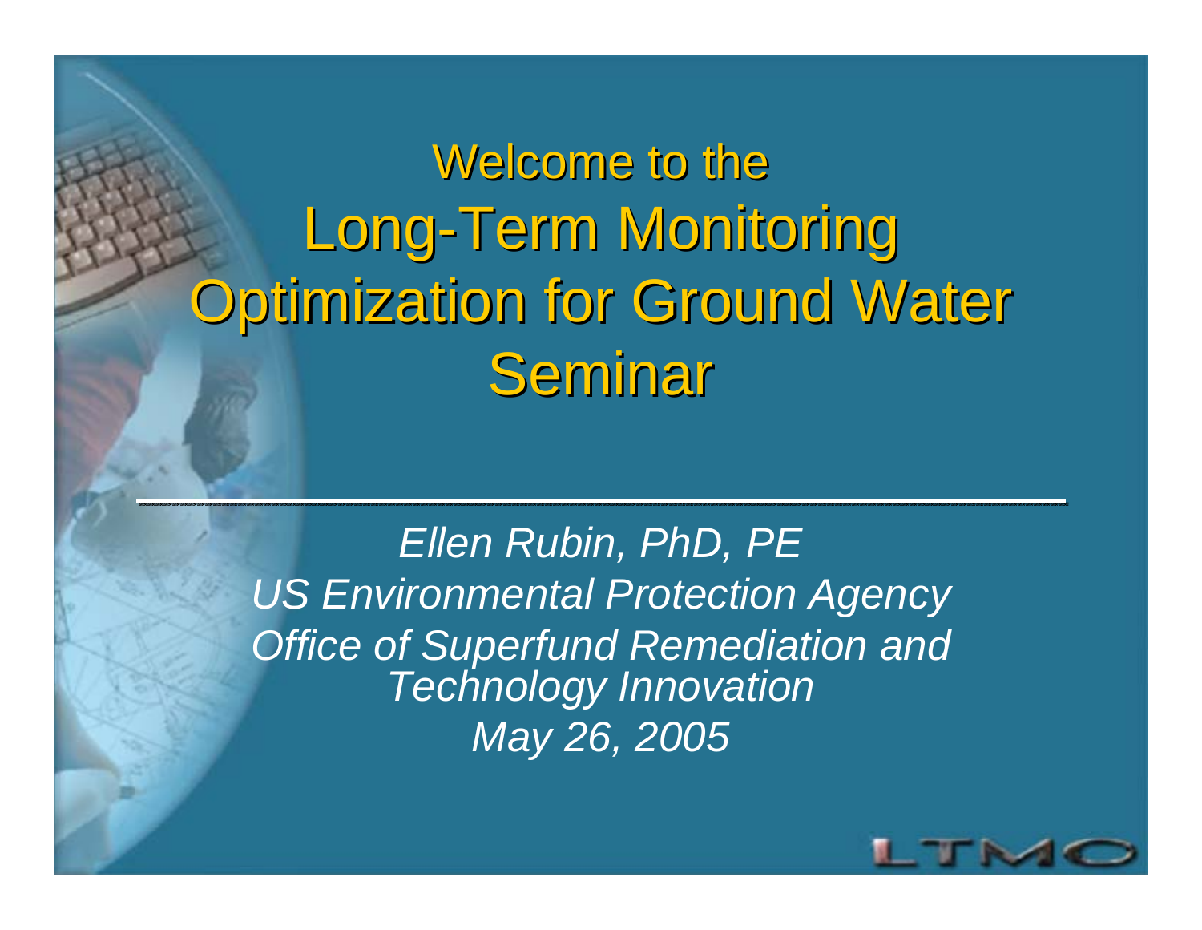# Welcome to the Long-Term Monitoring Optimization for Ground Water Seminar

*Ellen Rubin, PhD, PE*
*US Environmental Protection Agency*
*Office of Superfund Remediation and Technology Innovation*
*May 26, 2005*

LTMO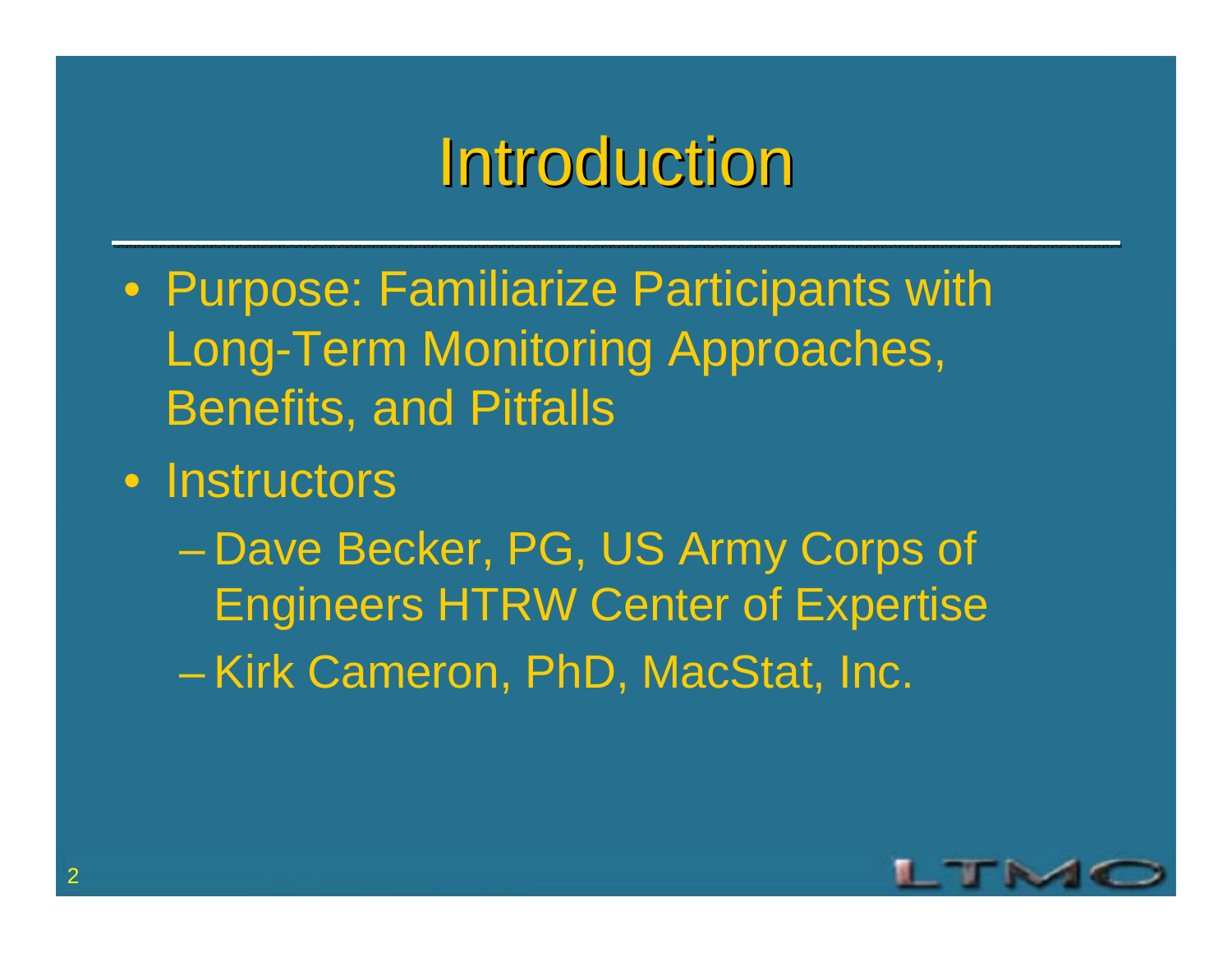# Introduction

- Purpose: Familiarize Participants with Long-Term Monitoring Approaches, Benefits, and Pitfalls
- Instructors
  - Dave Becker, PG, US Army Corps of Engineers HTRW Center of Expertise
  - Kirk Cameron, PhD, MacStat, Inc.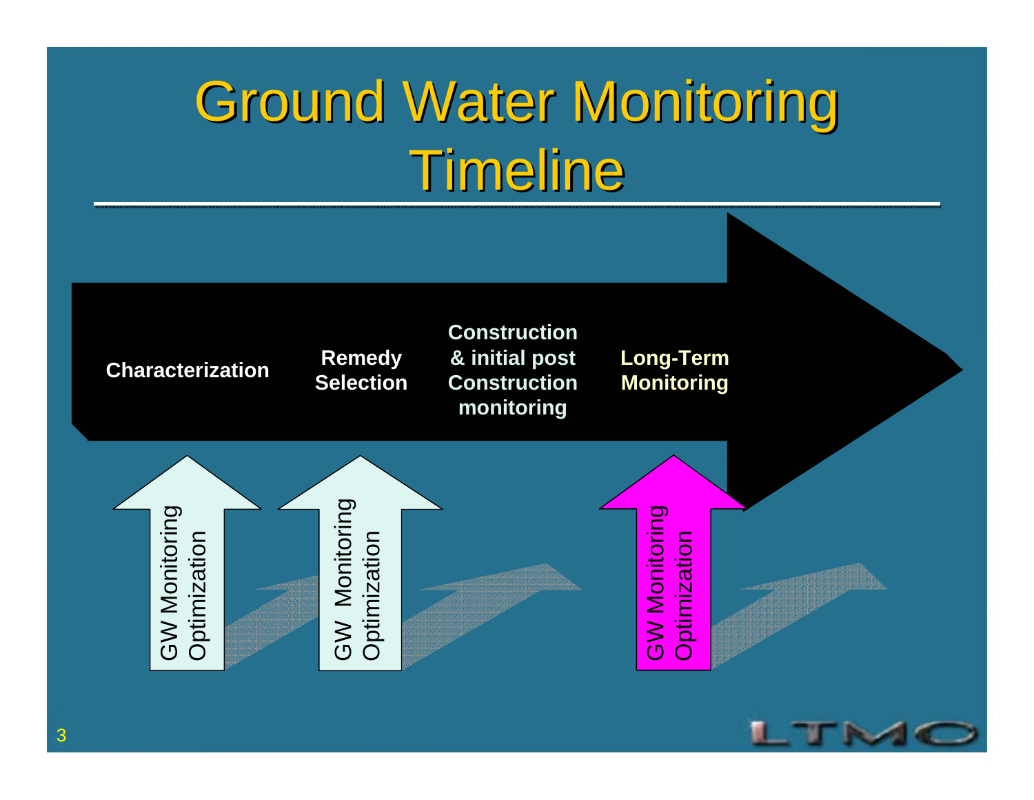# Ground Water Monitoring Timeline

**Characterization** → **Remedy Selection** → **Construction & initial post Construction monitoring** → **Long-Term Monitoring**

- GW Monitoring Optimization (Characterization)
- GW Monitoring Optimization (Remedy Selection)
- GW Monitoring Optimization (Long-Term Monitoring)

LTMO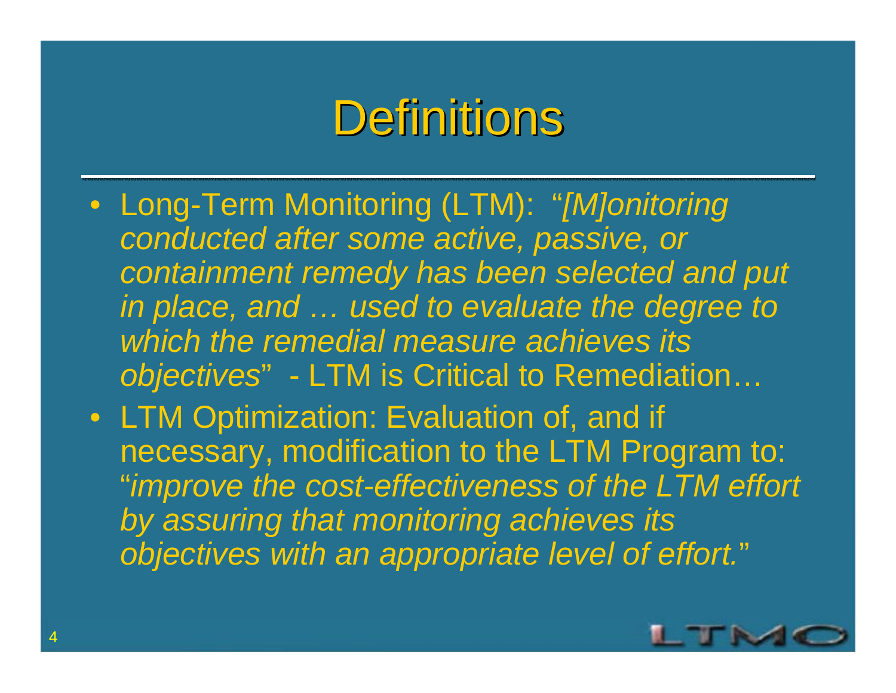# Definitions

- Long-Term Monitoring (LTM): "*[M]onitoring conducted after some active, passive, or containment remedy has been selected and put in place, and … used to evaluate the degree to which the remedial measure achieves its objectives*" - LTM is Critical to Remediation…
- LTM Optimization: Evaluation of, and if necessary, modification to the LTM Program to: "*improve the cost-effectiveness of the LTM effort by assuring that monitoring achieves its objectives with an appropriate level of effort.*"

LTMO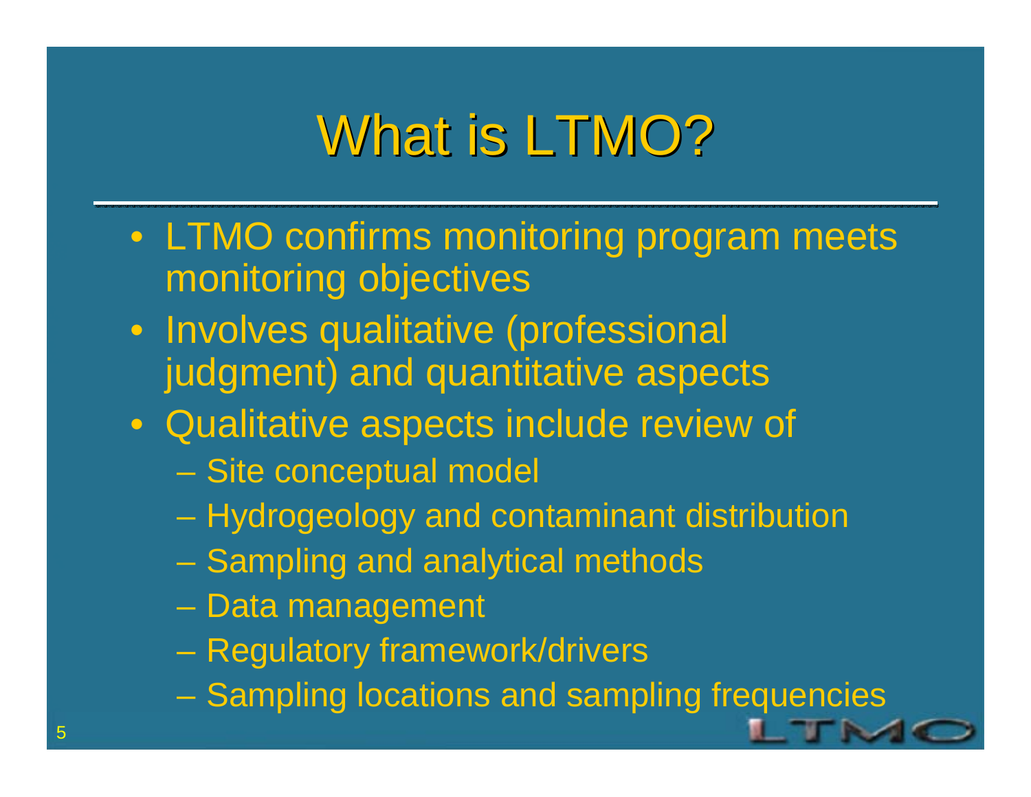# What is LTMO?

- LTMO confirms monitoring program meets monitoring objectives
- Involves qualitative (professional judgment) and quantitative aspects
- Qualitative aspects include review of
  - Site conceptual model
  - Hydrogeology and contaminant distribution
  - Sampling and analytical methods
  - Data management
  - Regulatory framework/drivers
  - Sampling locations and sampling frequencies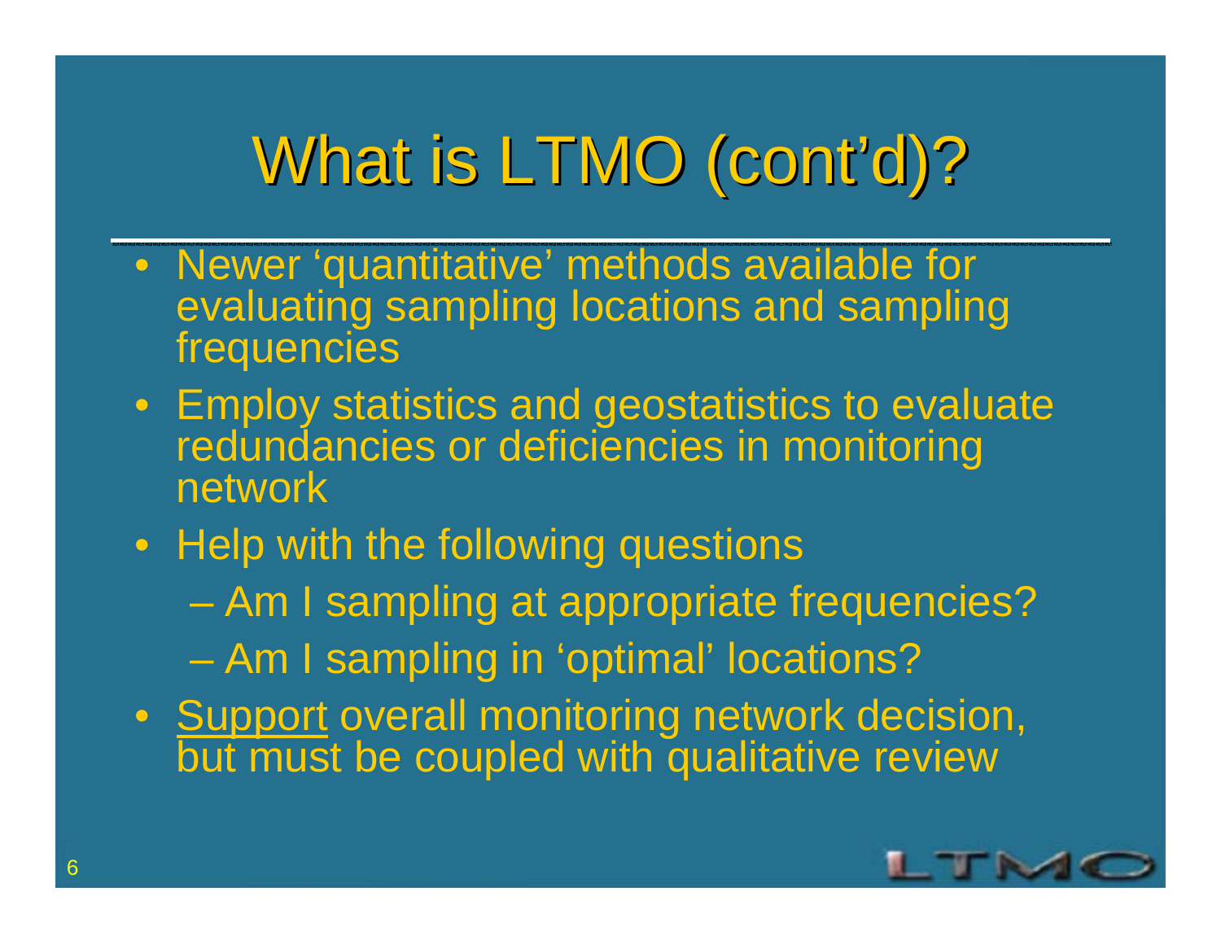# What is LTMO (cont'd)?

- Newer 'quantitative' methods available for evaluating sampling locations and sampling frequencies
- Employ statistics and geostatistics to evaluate redundancies or deficiencies in monitoring network
- Help with the following questions
  - Am I sampling at appropriate frequencies?
  - Am I sampling in 'optimal' locations?
- <u>Support</u> overall monitoring network decision, but must be coupled with qualitative review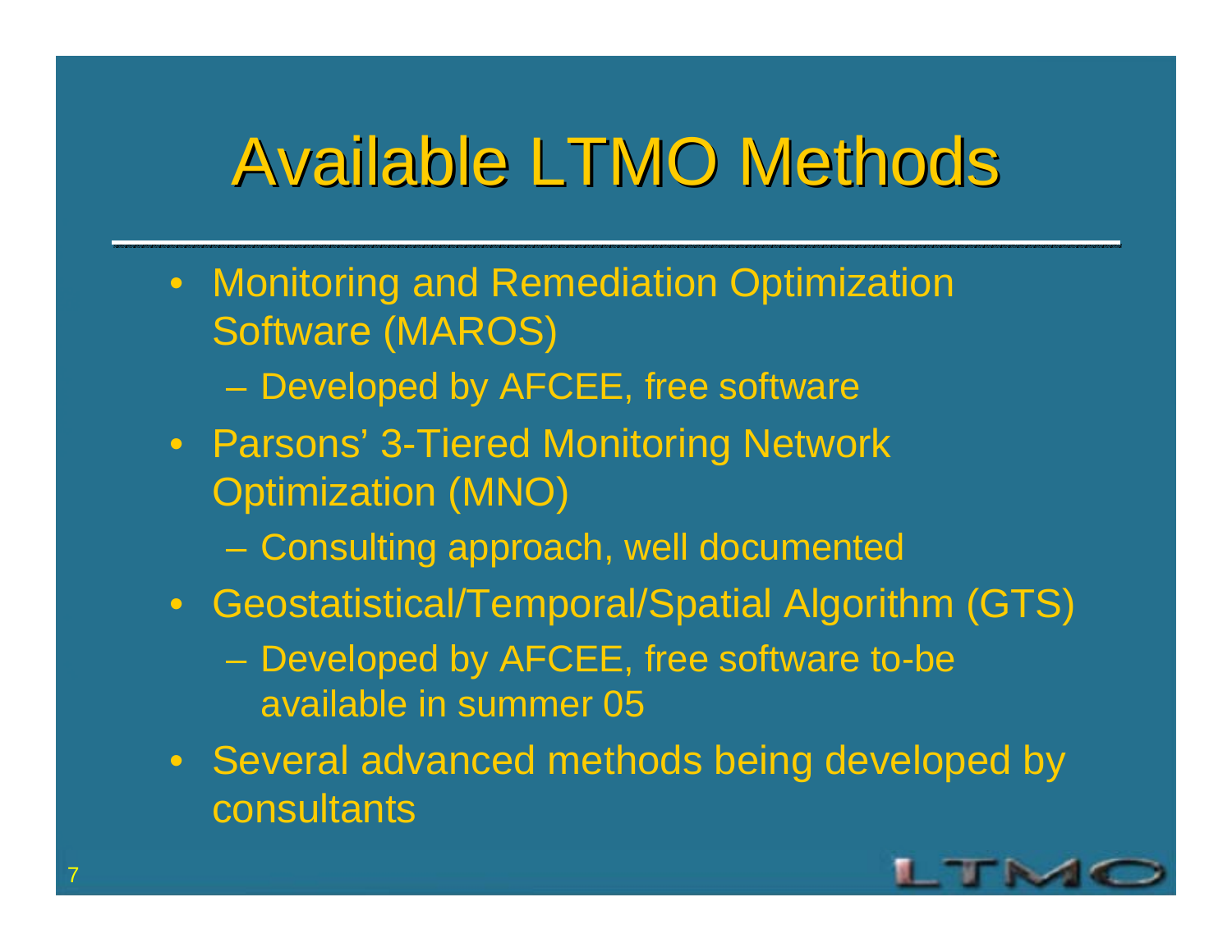# Available LTMO Methods

- Monitoring and Remediation Optimization Software (MAROS)
  - Developed by AFCEE, free software
- Parsons' 3-Tiered Monitoring Network Optimization (MNO)
  - Consulting approach, well documented
- Geostatistical/Temporal/Spatial Algorithm (GTS)
  - Developed by AFCEE, free software to-be available in summer 05
- Several advanced methods being developed by consultants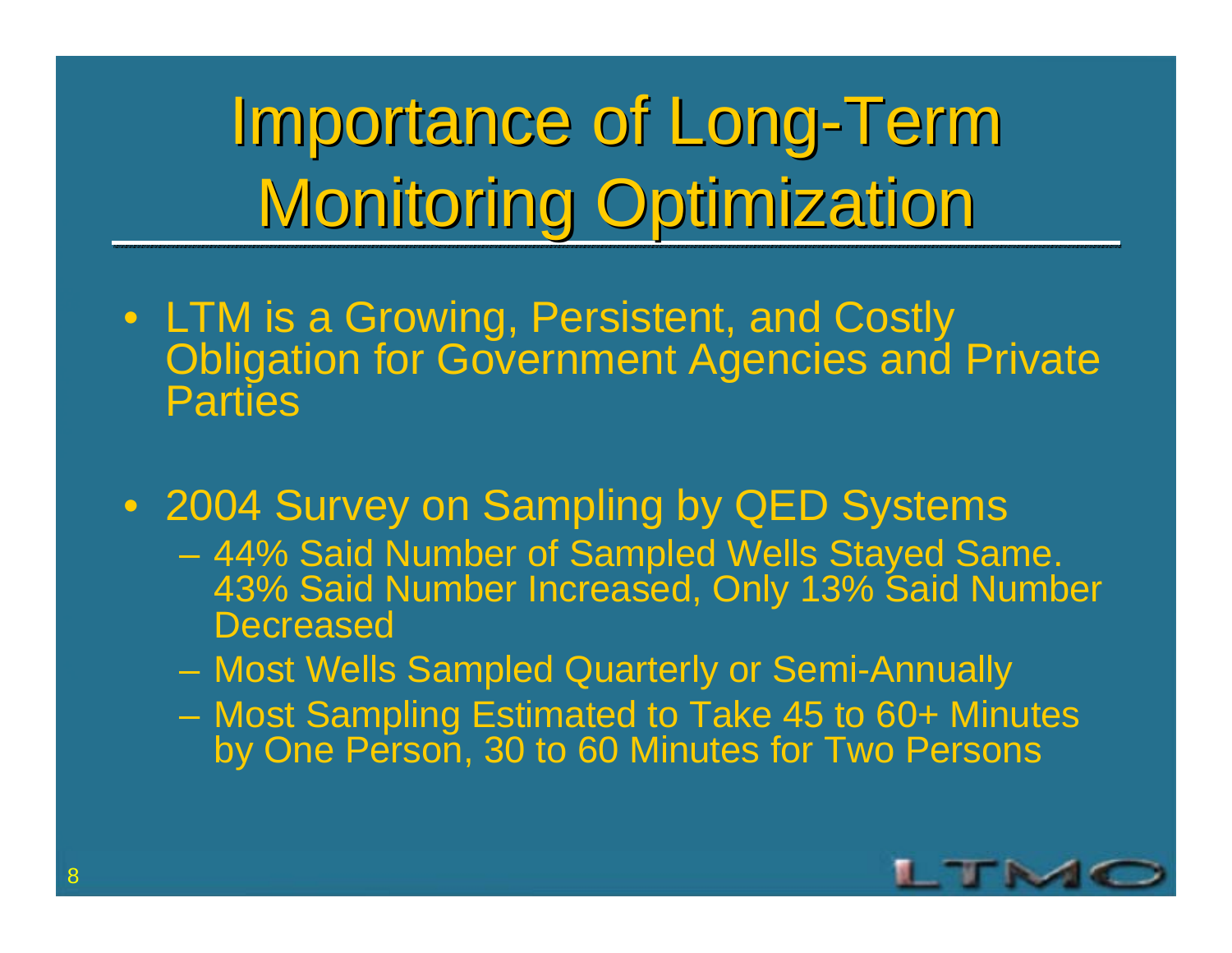# Importance of Long-Term Monitoring Optimization

- LTM is a Growing, Persistent, and Costly Obligation for Government Agencies and Private Parties
- 2004 Survey on Sampling by QED Systems
  - 44% Said Number of Sampled Wells Stayed Same. 43% Said Number Increased, Only 13% Said Number Decreased
  - Most Wells Sampled Quarterly or Semi-Annually
  - Most Sampling Estimated to Take 45 to 60+ Minutes by One Person, 30 to 60 Minutes for Two Persons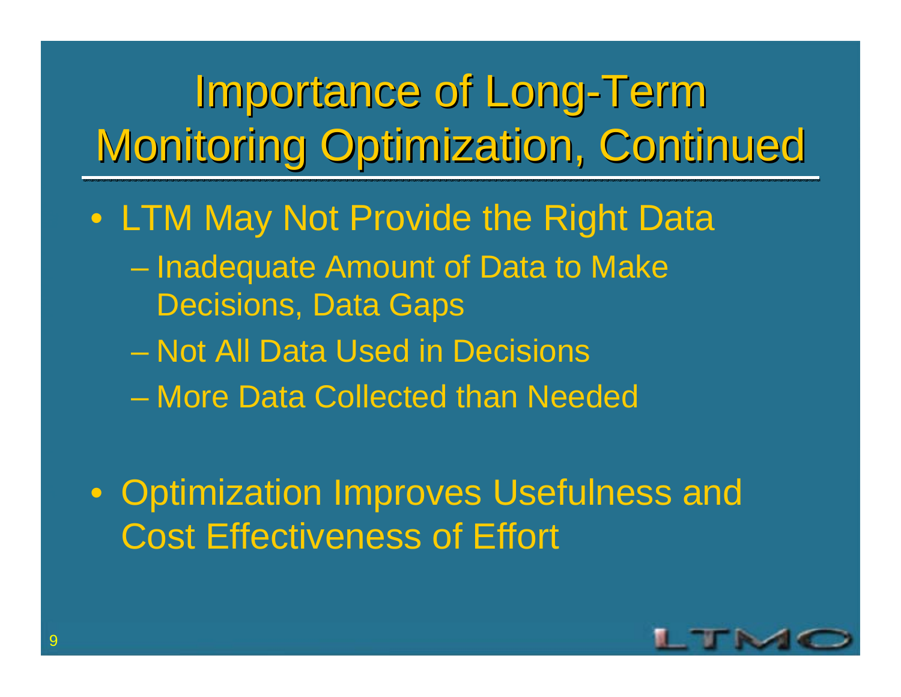# Importance of Long-Term Monitoring Optimization, Continued

- LTM May Not Provide the Right Data
  - Inadequate Amount of Data to Make Decisions, Data Gaps
  - Not All Data Used in Decisions
  - More Data Collected than Needed
- Optimization Improves Usefulness and Cost Effectiveness of Effort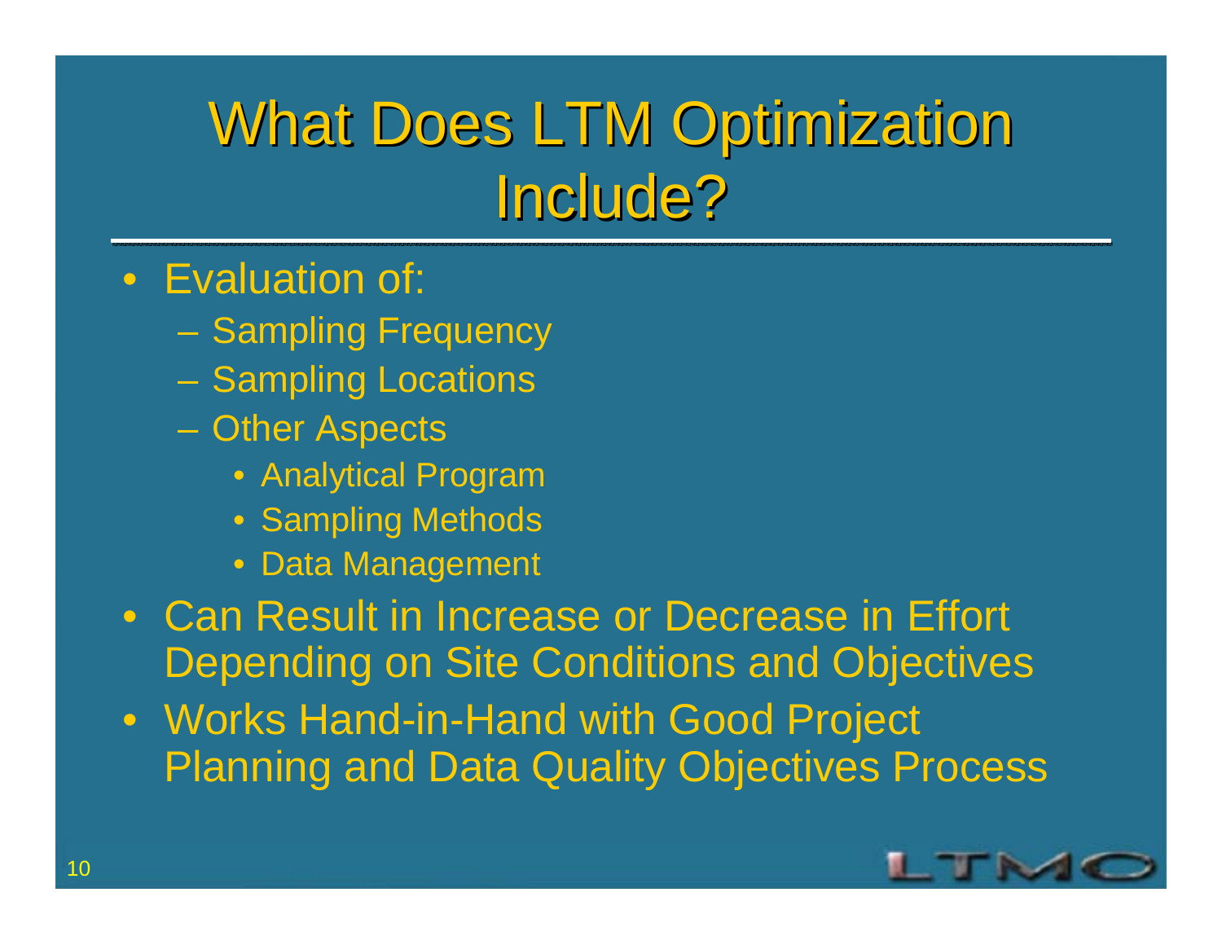# What Does LTM Optimization Include?

- Evaluation of:
  - Sampling Frequency
  - Sampling Locations
  - Other Aspects
    - Analytical Program
    - Sampling Methods
    - Data Management
- Can Result in Increase or Decrease in Effort Depending on Site Conditions and Objectives
- Works Hand-in-Hand with Good Project Planning and Data Quality Objectives Process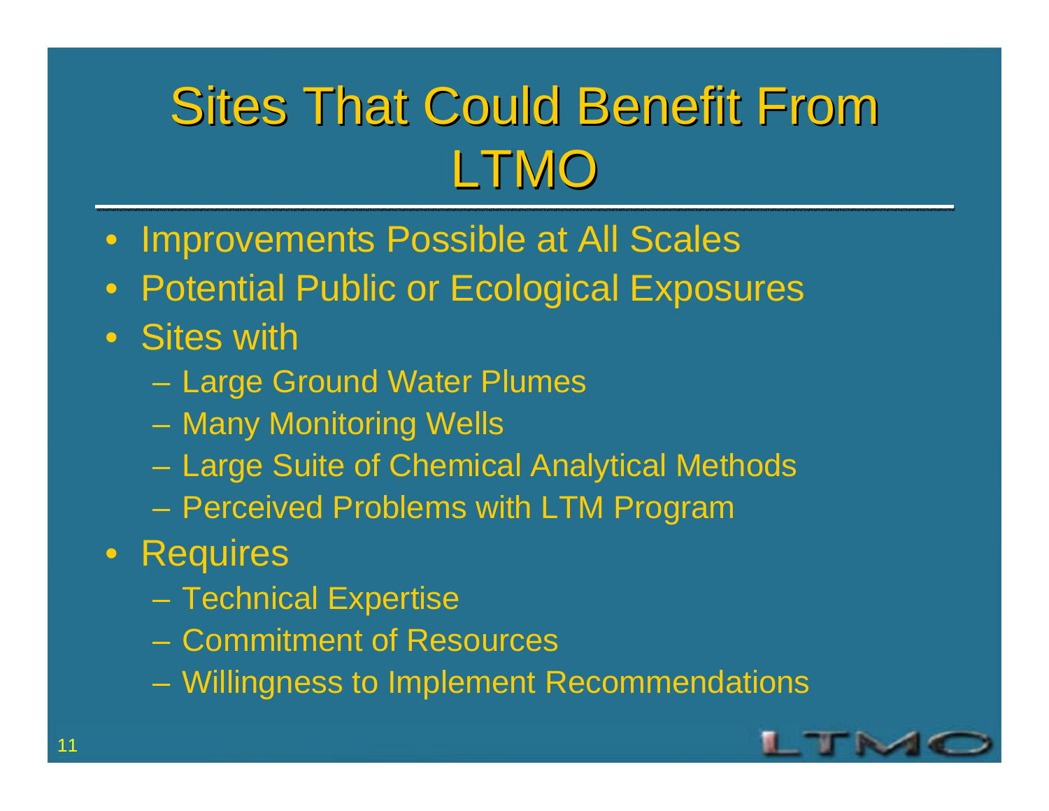# Sites That Could Benefit From LTMO

- Improvements Possible at All Scales
- Potential Public or Ecological Exposures
- Sites with
  - Large Ground Water Plumes
  - Many Monitoring Wells
  - Large Suite of Chemical Analytical Methods
  - Perceived Problems with LTM Program
- Requires
  - Technical Expertise
  - Commitment of Resources
  - Willingness to Implement Recommendations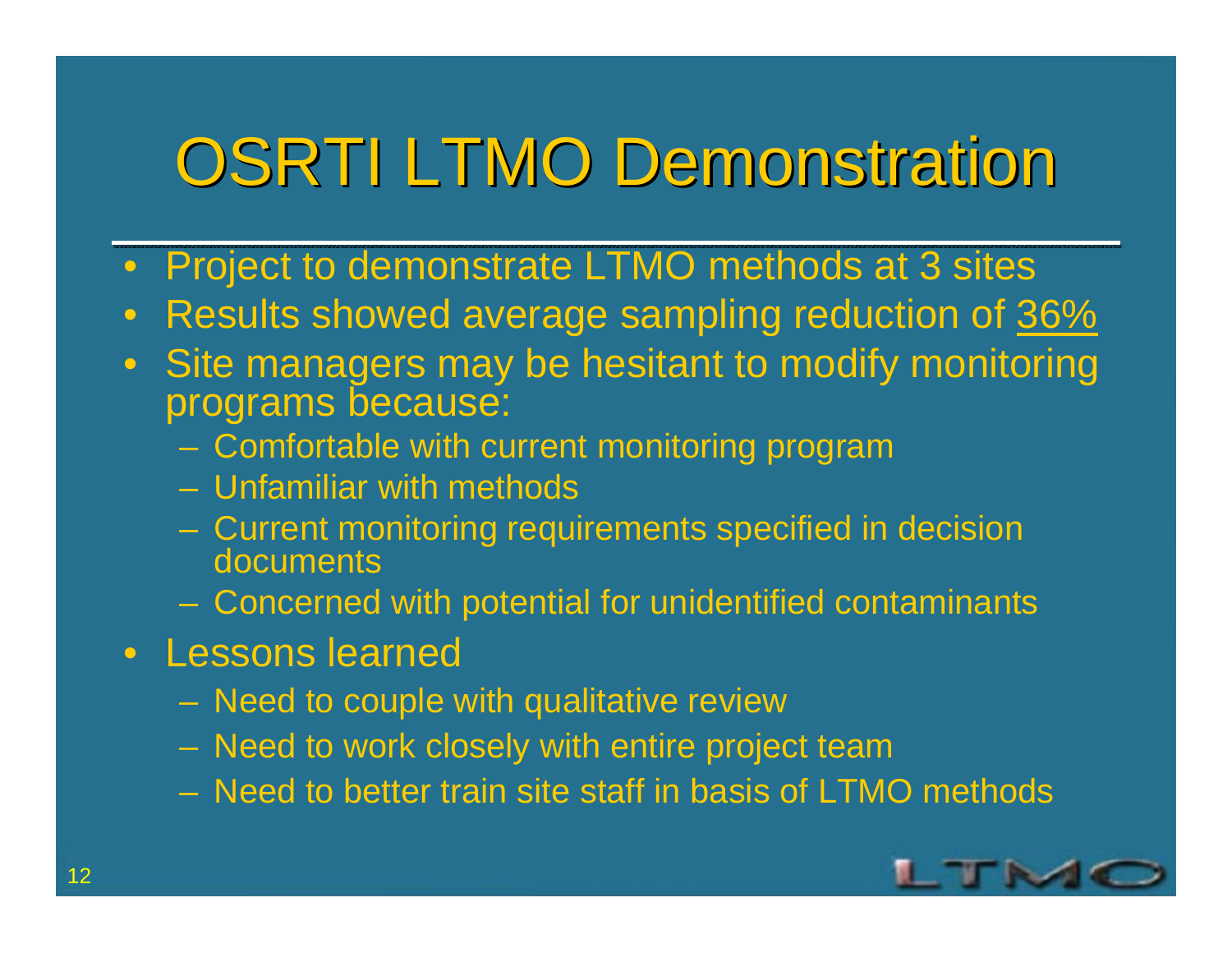# OSRTI LTMO Demonstration

- Project to demonstrate LTMO methods at 3 sites
- Results showed average sampling reduction of 36%
- Site managers may be hesitant to modify monitoring programs because:
  - Comfortable with current monitoring program
  - Unfamiliar with methods
  - Current monitoring requirements specified in decision documents
  - Concerned with potential for unidentified contaminants
- Lessons learned
  - Need to couple with qualitative review
  - Need to work closely with entire project team
  - Need to better train site staff in basis of LTMO methods

LTMO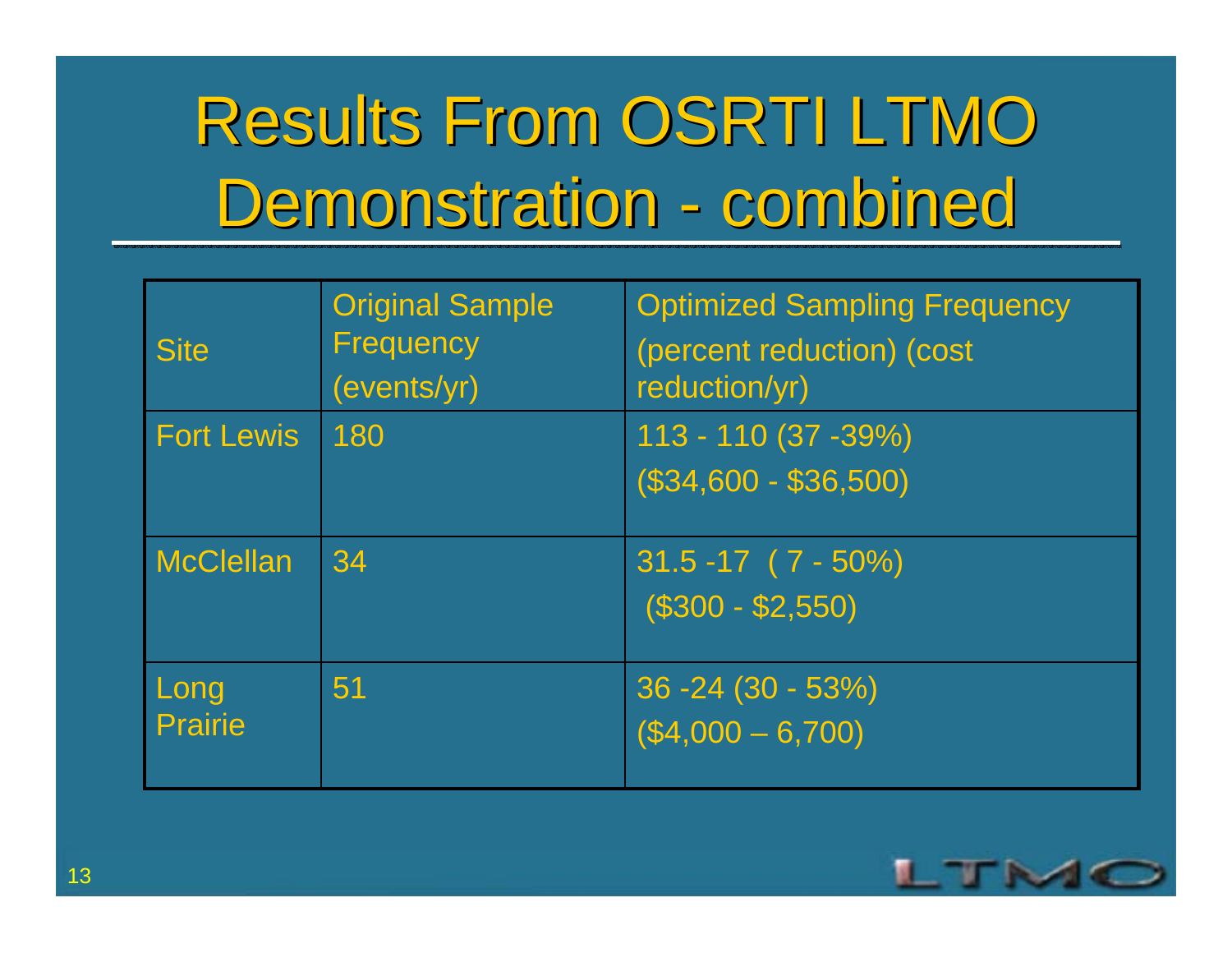# Results From OSRTI LTMO Demonstration - combined

| Site | Original Sample Frequency (events/yr) | Optimized Sampling Frequency (percent reduction) (cost reduction/yr) |
|---|---|---|
| Fort Lewis | 180 | 113 - 110 (37 -39%) ($34,600 - $36,500) |
| McClellan | 34 | 31.5 -17 ( 7 - 50%) ($300 - $2,550) |
| Long Prairie | 51 | 36 -24 (30 - 53%) ($4,000 – 6,700) |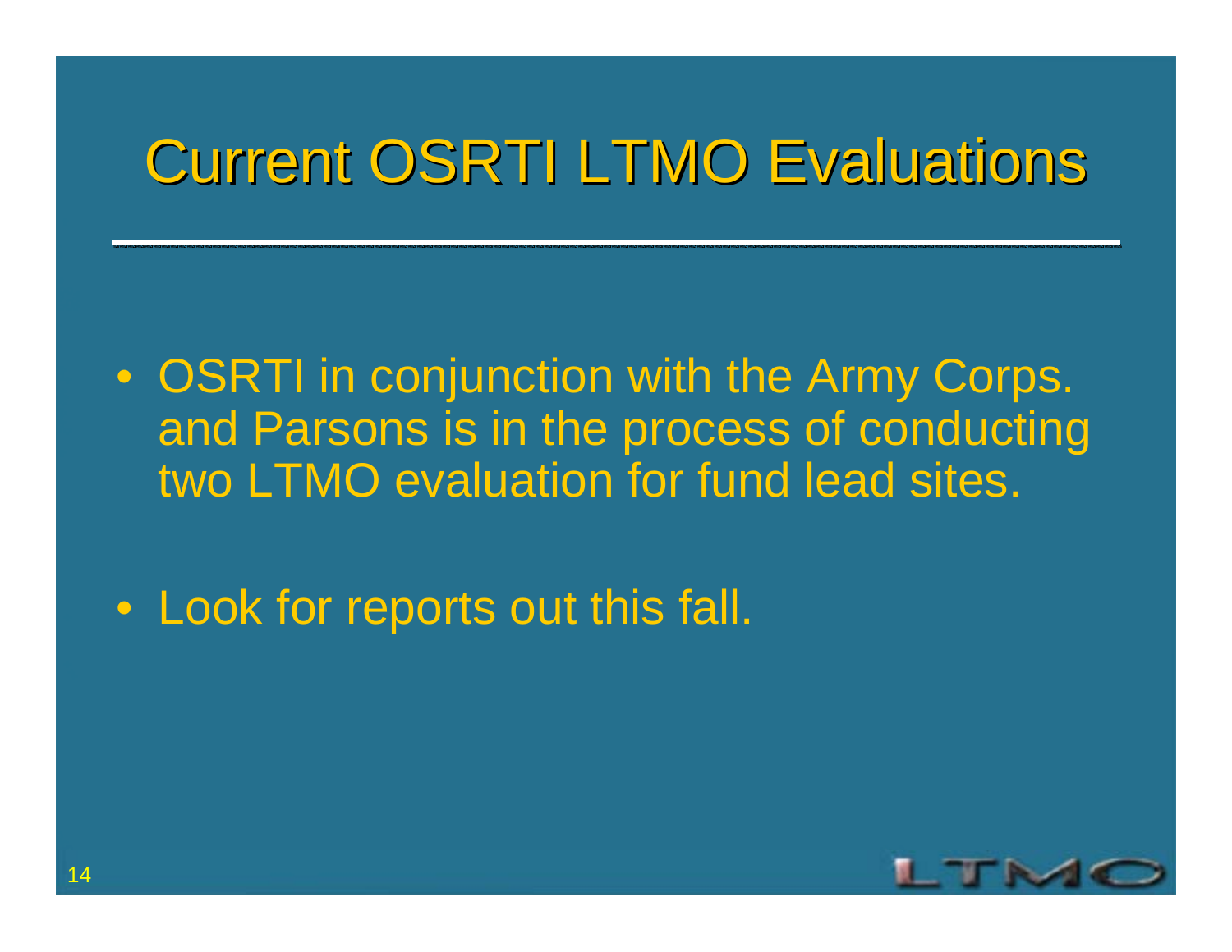# Current OSRTI LTMO Evaluations

- OSRTI in conjunction with the Army Corps. and Parsons is in the process of conducting two LTMO evaluation for fund lead sites.
- Look for reports out this fall.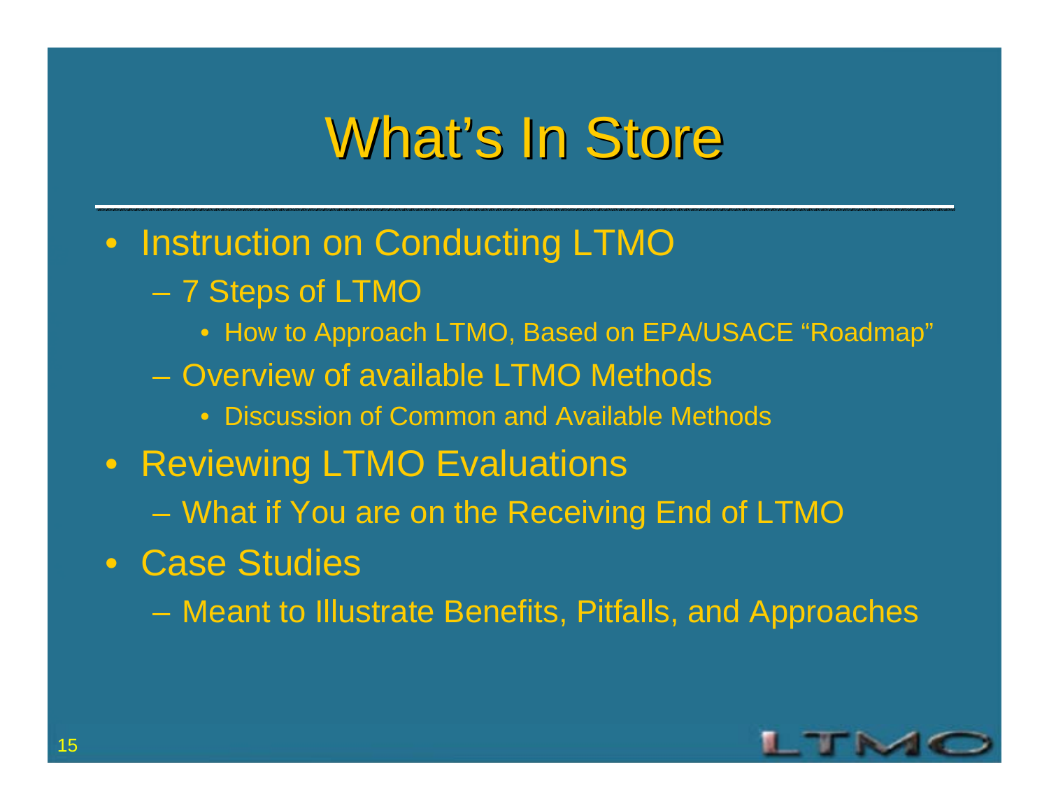# What's In Store

- Instruction on Conducting LTMO
  - 7 Steps of LTMO
    - How to Approach LTMO, Based on EPA/USACE "Roadmap"
  - Overview of available LTMO Methods
    - Discussion of Common and Available Methods
- Reviewing LTMO Evaluations
  - What if You are on the Receiving End of LTMO
- Case Studies
  - Meant to Illustrate Benefits, Pitfalls, and Approaches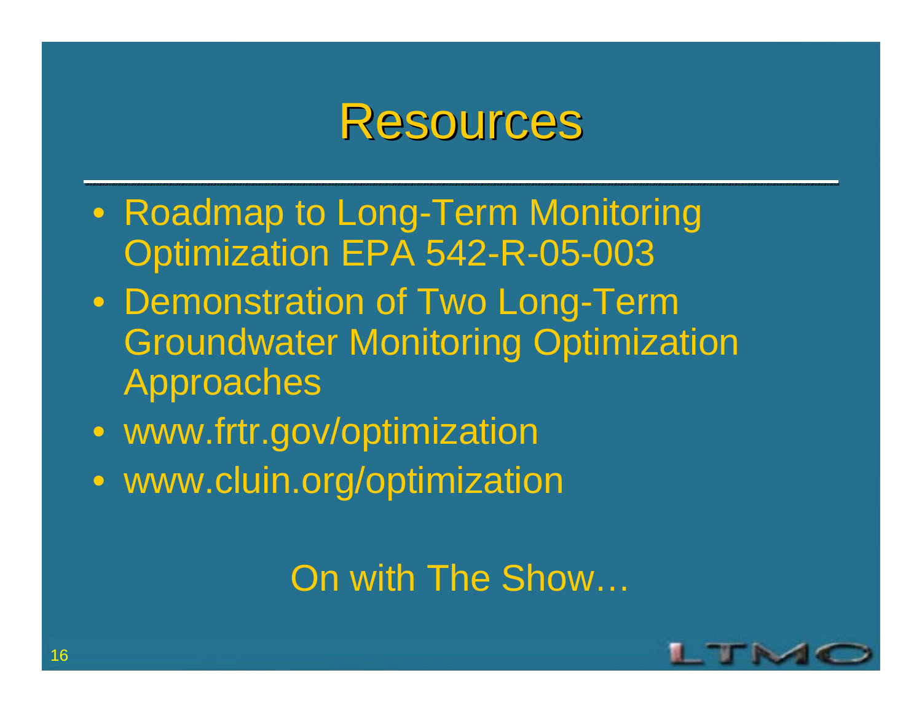# Resources

- Roadmap to Long-Term Monitoring Optimization EPA 542-R-05-003
- Demonstration of Two Long-Term Groundwater Monitoring Optimization Approaches
- www.frtr.gov/optimization
- www.cluin.org/optimization

On with The Show…

LTMO